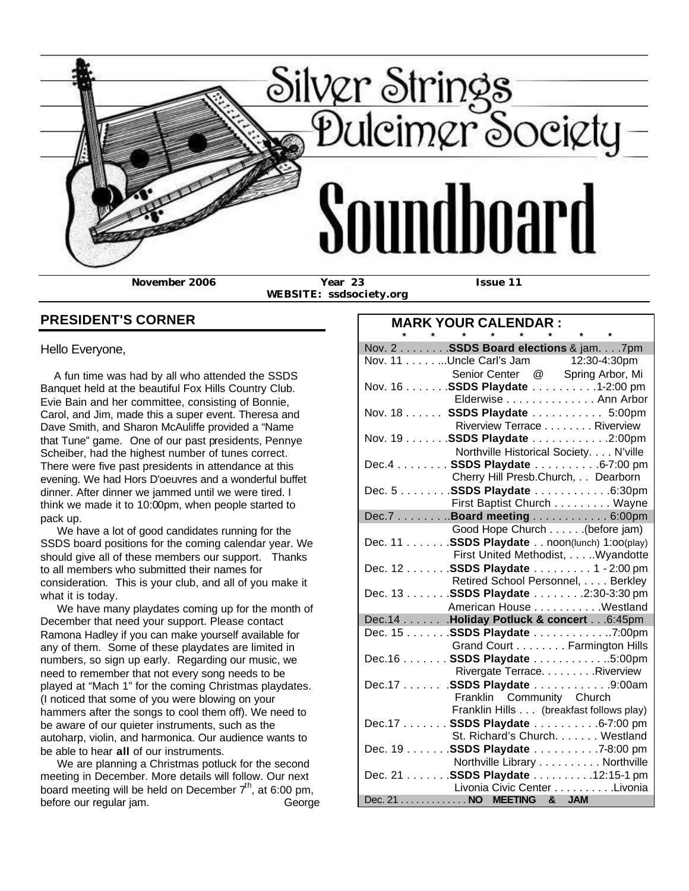# Silver Strings Dulcimer Society
# Soundboard

**November 2006** **Year 23** **Issue 11**
**WEBSITE: ssdsociety.org**

## PRESIDENT'S CORNER

Hello Everyone,

A fun time was had by all who attended the SSDS Banquet held at the beautiful Fox Hills Country Club. Evie Bain and her committee, consisting of Bonnie, Carol, and Jim, made this a super event. Theresa and Dave Smith, and Sharon McAuliffe provided a "Name that Tune" game. One of our past presidents, Pennye Scheiber, had the highest number of tunes correct. There were five past presidents in attendance at this evening. We had Hors D'oeuvres and a wonderful buffet dinner. After dinner we jammed until we were tired. I think we made it to 10:00pm, when people started to pack up.

We have a lot of good candidates running for the SSDS board positions for the coming calendar year. We should give all of these members our support. Thanks to all members who submitted their names for consideration. This is your club, and all of you make it what it is today.

We have many playdates coming up for the month of December that need your support. Please contact Ramona Hadley if you can make yourself available for any of them. Some of these playdates are limited in numbers, so sign up early. Regarding our music, we need to remember that not every song needs to be played at "Mach 1" for the coming Christmas playdates. (I noticed that some of you were blowing on your hammers after the songs to cool them off). We need to be aware of our quieter instruments, such as the autoharp, violin, and harmonica. Our audience wants to be able to hear **all** of our instruments.

We are planning a Christmas potluck for the second meeting in December. More details will follow. Our next board meeting will be held on December 7th, at 6:00 pm, before our regular jam.

George

## MARK YOUR CALENDAR :

| Date | Event | Time / Place |
|---|---|---|
| Nov. 2 | **SSDS Board elections** & jam | 7pm |
| Nov. 11 | Uncle Carl's Jam | 12:30-4:30pm, Senior Center @ Spring Arbor, Mi |
| Nov. 16 | **SSDS Playdate** | 1-2:00 pm, Elderwise, Ann Arbor |
| Nov. 18 | **SSDS Playdate** | 5:00pm, Riverview Terrace, Riverview |
| Nov. 19 | **SSDS Playdate** | 2:00pm, Northville Historical Society, N'ville |
| Dec.4 | **SSDS Playdate** | 6-7:00 pm, Cherry Hill Presb.Church, Dearborn |
| Dec. 5 | **SSDS Playdate** | 6:30pm, First Baptist Church, Wayne |
| Dec.7 | **Board meeting** | 6:00pm, Good Hope Church (before jam) |
| Dec. 11 | **SSDS Playdate** | noon(lunch) 1:00(play), First United Methodist, Wyandotte |
| Dec. 12 | **SSDS Playdate** | 1 - 2:00 pm, Retired School Personnel, Berkley |
| Dec. 13 | **SSDS Playdate** | 2:30-3:30 pm, American House, Westland |
| Dec.14 | **Holiday Potluck & concert** | 6:45pm |
| Dec. 15 | **SSDS Playdate** | 7:00pm, Grand Court, Farmington Hills |
| Dec.16 | **SSDS Playdate** | 5:00pm, Rivergate Terrace, Riverview |
| Dec.17 | **SSDS Playdate** | 9:00am, Franklin Community Church, Franklin Hills (breakfast follows play) |
| Dec.17 | **SSDS Playdate** | 6-7:00 pm, St. Richard's Church, Westland |
| Dec. 19 | **SSDS Playdate** | 7-8:00 pm, Northville Library, Northville |
| Dec. 21 | **SSDS Playdate** | 12:15-1 pm, Livonia Civic Center, Livonia |
| Dec. 21 | **NO MEETING & JAM** | |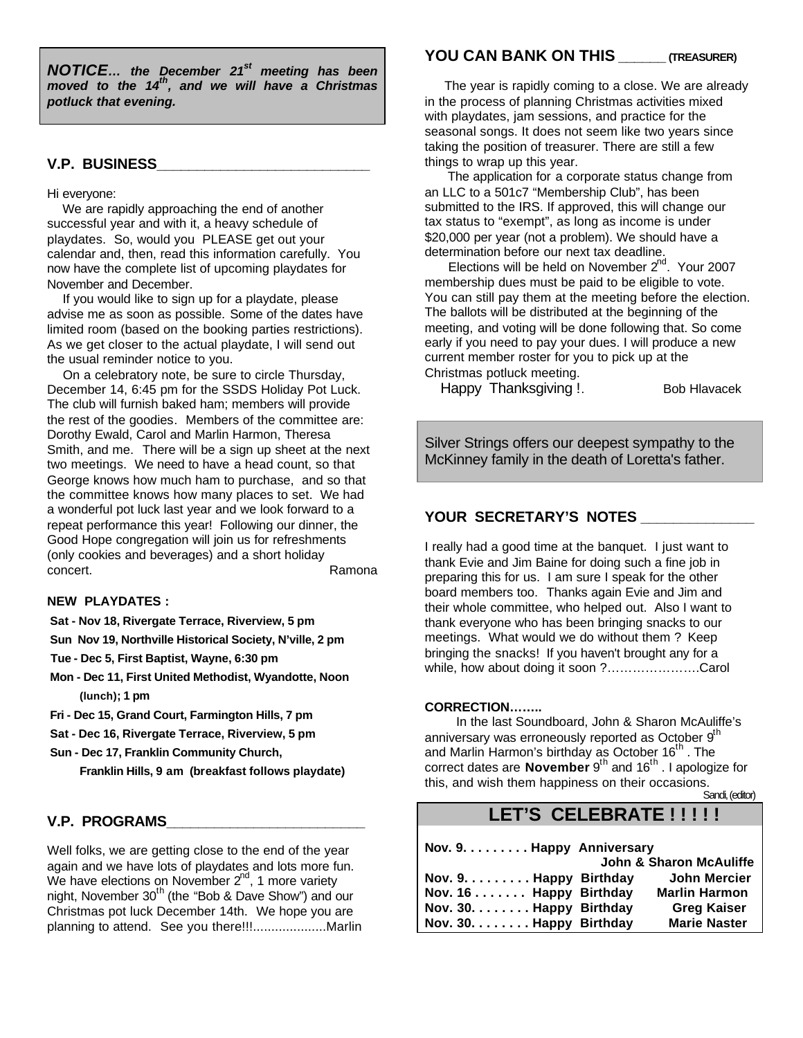***NOTICE… the December 21st meeting has been moved to the 14th, and we will have a Christmas potluck that evening.***

## V.P. BUSINESS

Hi everyone:

We are rapidly approaching the end of another successful year and with it, a heavy schedule of playdates. So, would you PLEASE get out your calendar and, then, read this information carefully. You now have the complete list of upcoming playdates for November and December.

If you would like to sign up for a playdate, please advise me as soon as possible. Some of the dates have limited room (based on the booking parties restrictions). As we get closer to the actual playdate, I will send out the usual reminder notice to you.

On a celebratory note, be sure to circle Thursday, December 14, 6:45 pm for the SSDS Holiday Pot Luck. The club will furnish baked ham; members will provide the rest of the goodies. Members of the committee are: Dorothy Ewald, Carol and Marlin Harmon, Theresa Smith, and me. There will be a sign up sheet at the next two meetings. We need to have a head count, so that George knows how much ham to purchase, and so that the committee knows how many places to set. We had a wonderful pot luck last year and we look forward to a repeat performance this year! Following our dinner, the Good Hope congregation will join us for refreshments (only cookies and beverages) and a short holiday concert. Ramona

**NEW PLAYDATES :**

- **Sat - Nov 18, Rivergate Terrace, Riverview, 5 pm**
- **Sun Nov 19, Northville Historical Society, N'ville, 2 pm**
- **Tue - Dec 5, First Baptist, Wayne, 6:30 pm**
- **Mon - Dec 11, First United Methodist, Wyandotte, Noon (lunch); 1 pm**
- **Fri - Dec 15, Grand Court, Farmington Hills, 7 pm**
- **Sat - Dec 16, Rivergate Terrace, Riverview, 5 pm**
- **Sun - Dec 17, Franklin Community Church, Franklin Hills, 9 am (breakfast follows playdate)**

## V.P. PROGRAMS

Well folks, we are getting close to the end of the year again and we have lots of playdates and lots more fun. We have elections on November 2nd, 1 more variety night, November 30th (the "Bob & Dave Show") and our Christmas pot luck December 14th. We hope you are planning to attend. See you there!!!....................Marlin

## YOU CAN BANK ON THIS ______ (TREASURER)

The year is rapidly coming to a close. We are already in the process of planning Christmas activities mixed with playdates, jam sessions, and practice for the seasonal songs. It does not seem like two years since taking the position of treasurer. There are still a few things to wrap up this year.

The application for a corporate status change from an LLC to a 501c7 "Membership Club", has been submitted to the IRS. If approved, this will change our tax status to "exempt", as long as income is under $20,000 per year (not a problem). We should have a determination before our next tax deadline.

Elections will be held on November 2nd. Your 2007 membership dues must be paid to be eligible to vote. You can still pay them at the meeting before the election. The ballots will be distributed at the beginning of the meeting, and voting will be done following that. So come early if you need to pay your dues. I will produce a new current member roster for you to pick up at the Christmas potluck meeting.

Happy Thanksgiving !. Bob Hlavacek

Silver Strings offers our deepest sympathy to the McKinney family in the death of Loretta's father.

## YOUR SECRETARY'S NOTES

I really had a good time at the banquet. I just want to thank Evie and Jim Baine for doing such a fine job in preparing this for us. I am sure I speak for the other board members too. Thanks again Evie and Jim and their whole committee, who helped out. Also I want to thank everyone who has been bringing snacks to our meetings. What would we do without them ? Keep bringing the snacks! If you haven't brought any for a while, how about doing it soon ?………………….Carol

**CORRECTION……..**

In the last Soundboard, John & Sharon McAuliffe's anniversary was erroneously reported as October 9th and Marlin Harmon's birthday as October 16th . The correct dates are **November** 9th and 16th . I apologize for this, and wish them happiness on their occasions.

Sandi, (editor)

## LET'S CELEBRATE ! ! ! ! !

| | | |
|---|---|---|
| **Nov. 9. . . . . . . . .** | **Happy Anniversary** | **John & Sharon McAuliffe** |
| **Nov. 9. . . . . . . . .** | **Happy Birthday** | **John Mercier** |
| **Nov. 16 . . . . . . .** | **Happy Birthday** | **Marlin Harmon** |
| **Nov. 30. . . . . . . .** | **Happy Birthday** | **Greg Kaiser** |
| **Nov. 30. . . . . . . .** | **Happy Birthday** | **Marie Naster** |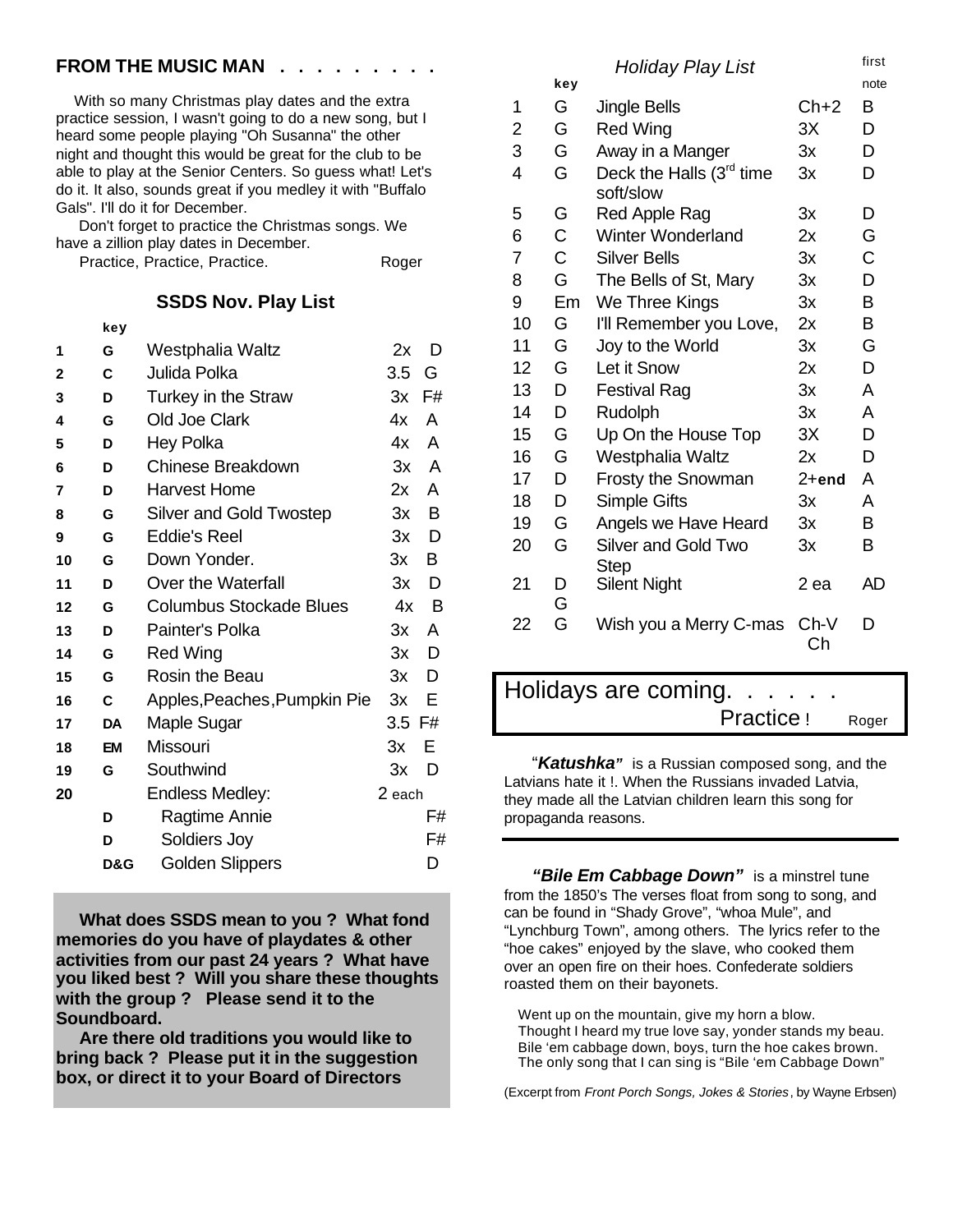## FROM THE MUSIC MAN . . . . . . . . .

With so many Christmas play dates and the extra practice session, I wasn't going to do a new song, but I heard some people playing "Oh Susanna" the other night and thought this would be great for the club to be able to play at the Senior Centers. So guess what! Let's do it. It also, sounds great if you medley it with "Buffalo Gals". I'll do it for December.

Don't forget to practice the Christmas songs. We have a zillion play dates in December.

Practice, Practice, Practice. Roger

### SSDS Nov. Play List

| | key | | | |
|---|---|---|---|---|
| 1 | G | Westphalia Waltz | 2x | D |
| 2 | C | Julida Polka | 3.5 | G |
| 3 | D | Turkey in the Straw | 3x | F# |
| 4 | G | Old Joe Clark | 4x | A |
| 5 | D | Hey Polka | 4x | A |
| 6 | D | Chinese Breakdown | 3x | A |
| 7 | D | Harvest Home | 2x | A |
| 8 | G | Silver and Gold Twostep | 3x | B |
| 9 | G | Eddie's Reel | 3x | D |
| 10 | G | Down Yonder. | 3x | B |
| 11 | D | Over the Waterfall | 3x | D |
| 12 | G | Columbus Stockade Blues | 4x | B |
| 13 | D | Painter's Polka | 3x | A |
| 14 | G | Red Wing | 3x | D |
| 15 | G | Rosin the Beau | 3x | D |
| 16 | C | Apples,Peaches,Pumpkin Pie | 3x | E |
| 17 | DA | Maple Sugar | 3.5 | F# |
| 18 | EM | Missouri | 3x | E |
| 19 | G | Southwind | 3x | D |
| 20 | | Endless Medley: | 2 each | |
| | D | Ragtime Annie | | F# |
| | D | Soldiers Joy | | F# |
| | D&G | Golden Slippers | | D |

**What does SSDS mean to you ? What fond memories do you have of playdates & other activities from our past 24 years ? What have you liked best ? Will you share these thoughts with the group ? Please send it to the Soundboard.**

**Are there old traditions you would like to bring back ? Please put it in the suggestion box, or direct it to your Board of Directors**

### *Holiday Play List*

| | key | | | first note |
|---|---|---|---|---|
| 1 | G | Jingle Bells | Ch+2 | B |
| 2 | G | Red Wing | 3X | D |
| 3 | G | Away in a Manger | 3x | D |
| 4 | G | Deck the Halls (3rd time soft/slow | 3x | D |
| 5 | G | Red Apple Rag | 3x | D |
| 6 | C | Winter Wonderland | 2x | G |
| 7 | C | Silver Bells | 3x | C |
| 8 | G | The Bells of St, Mary | 3x | D |
| 9 | Em | We Three Kings | 3x | B |
| 10 | G | I'll Remember you Love, | 2x | B |
| 11 | G | Joy to the World | 3x | G |
| 12 | G | Let it Snow | 2x | D |
| 13 | D | Festival Rag | 3x | A |
| 14 | D | Rudolph | 3x | A |
| 15 | G | Up On the House Top | 3X | D |
| 16 | G | Westphalia Waltz | 2x | D |
| 17 | D | Frosty the Snowman | 2+**end** | A |
| 18 | D | Simple Gifts | 3x | A |
| 19 | G | Angels we Have Heard | 3x | B |
| 20 | G | Silver and Gold Two Step | 3x | B |
| 21 | D G | Silent Night | 2 ea | AD |
| 22 | G | Wish you a Merry C-mas | Ch-V Ch | D |

Holidays are coming. . . . . .
Practice ! Roger

"***Katushka***" is a Russian composed song, and the Latvians hate it !. When the Russians invaded Latvia, they made all the Latvian children learn this song for propaganda reasons.

***"Bile Em Cabbage Down"*** is a minstrel tune from the 1850's The verses float from song to song, and can be found in "Shady Grove", "whoa Mule", and "Lynchburg Town", among others. The lyrics refer to the "hoe cakes" enjoyed by the slave, who cooked them over an open fire on their hoes. Confederate soldiers roasted them on their bayonets.

Went up on the mountain, give my horn a blow.
Thought I heard my true love say, yonder stands my beau.
Bile 'em cabbage down, boys, turn the hoe cakes brown.
The only song that I can sing is "Bile 'em Cabbage Down"

(Excerpt from *Front Porch Songs, Jokes & Stories*, by Wayne Erbsen)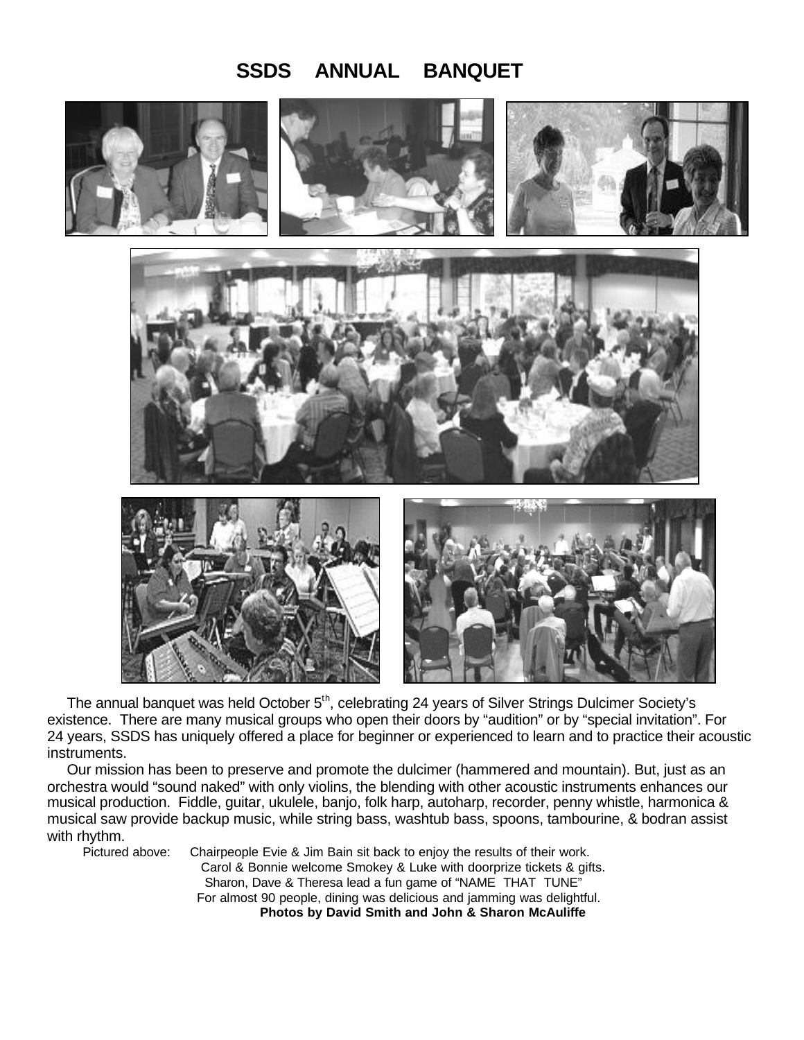# SSDS ANNUAL BANQUET

The annual banquet was held October 5th, celebrating 24 years of Silver Strings Dulcimer Society's existence. There are many musical groups who open their doors by "audition" or by "special invitation". For 24 years, SSDS has uniquely offered a place for beginner or experienced to learn and to practice their acoustic instruments.

Our mission has been to preserve and promote the dulcimer (hammered and mountain). But, just as an orchestra would "sound naked" with only violins, the blending with other acoustic instruments enhances our musical production. Fiddle, guitar, ukulele, banjo, folk harp, autoharp, recorder, penny whistle, harmonica & musical saw provide backup music, while string bass, washtub bass, spoons, tambourine, & bodran assist with rhythm.

Pictured above: Chairpeople Evie & Jim Bain sit back to enjoy the results of their work.
Carol & Bonnie welcome Smokey & Luke with doorprize tickets & gifts.
Sharon, Dave & Theresa lead a fun game of "NAME THAT TUNE"
For almost 90 people, dining was delicious and jamming was delightful.

**Photos by David Smith and John & Sharon McAuliffe**